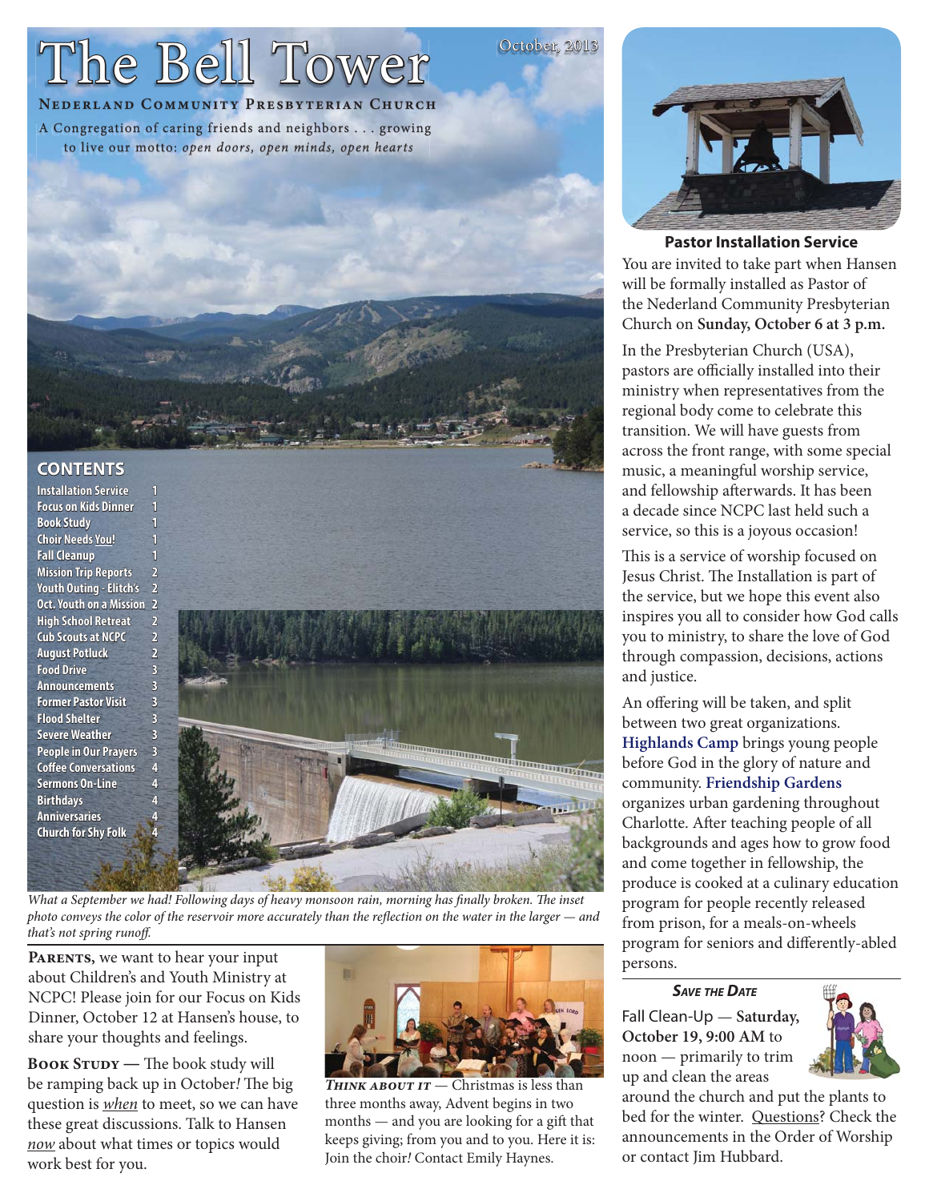# The Bell Tower

October, 2013

**Nederland Community Presbyterian Church**

A Congregation of caring friends and neighbors . . . growing to live our motto: *open doors, open minds, open hearts*

## CONTENTS

| | |
|---|---|
| Installation Service | 1 |
| Focus on Kids Dinner | 1 |
| Book Study | 1 |
| Choir Needs You! | 1 |
| Fall Cleanup | 1 |
| Mission Trip Reports | 2 |
| Youth Outing - Elitch's | 2 |
| Oct. Youth on a Mission | 2 |
| High School Retreat | 2 |
| Cub Scouts at NCPC | 2 |
| August Potluck | 2 |
| Food Drive | 3 |
| Announcements | 3 |
| Former Pastor Visit | 3 |
| Flood Shelter | 3 |
| Severe Weather | 3 |
| People in Our Prayers | 3 |
| Coffee Conversations | 4 |
| Sermons On-Line | 4 |
| Birthdays | 4 |
| Anniversaries | 4 |
| Church for Shy Folk | 4 |

*What a September we had! Following days of heavy monsoon rain, morning has finally broken. The inset photo conveys the color of the reservoir more accurately than the reflection on the water in the larger — and that's not spring runoff.*

**Parents,** we want to hear your input about Children's and Youth Ministry at NCPC! Please join for our Focus on Kids Dinner, October 12 at Hansen's house, to share your thoughts and feelings.

**Book Study —** The book study will be ramping back up in October! The big question is *when* to meet, so we can have these great discussions. Talk to Hansen *now* about what times or topics would work best for you.

***Think about it*** — Christmas is less than three months away, Advent begins in two months — and you are looking for a gift that keeps giving; from you and to you. Here it is: Join the choir! Contact Emily Haynes.

### Pastor Installation Service

You are invited to take part when Hansen will be formally installed as Pastor of the Nederland Community Presbyterian Church on **Sunday, October 6 at 3 p.m.**

In the Presbyterian Church (USA), pastors are officially installed into their ministry when representatives from the regional body come to celebrate this transition. We will have guests from across the front range, with some special music, a meaningful worship service, and fellowship afterwards. It has been a decade since NCPC last held such a service, so this is a joyous occasion!

This is a service of worship focused on Jesus Christ. The Installation is part of the service, but we hope this event also inspires you all to consider how God calls you to ministry, to share the love of God through compassion, decisions, actions and justice.

An offering will be taken, and split between two great organizations. **Highlands Camp** brings young people before God in the glory of nature and community. **Friendship Gardens** organizes urban gardening throughout Charlotte. After teaching people of all backgrounds and ages how to grow food and come together in fellowship, the produce is cooked at a culinary education program for people recently released from prison, for a meals-on-wheels program for seniors and differently-abled persons.

***Save the Date***

Fall Clean-Up — **Saturday, October 19, 9:00 AM** to noon — primarily to trim up and clean the areas around the church and put the plants to bed for the winter. Questions? Check the announcements in the Order of Worship or contact Jim Hubbard.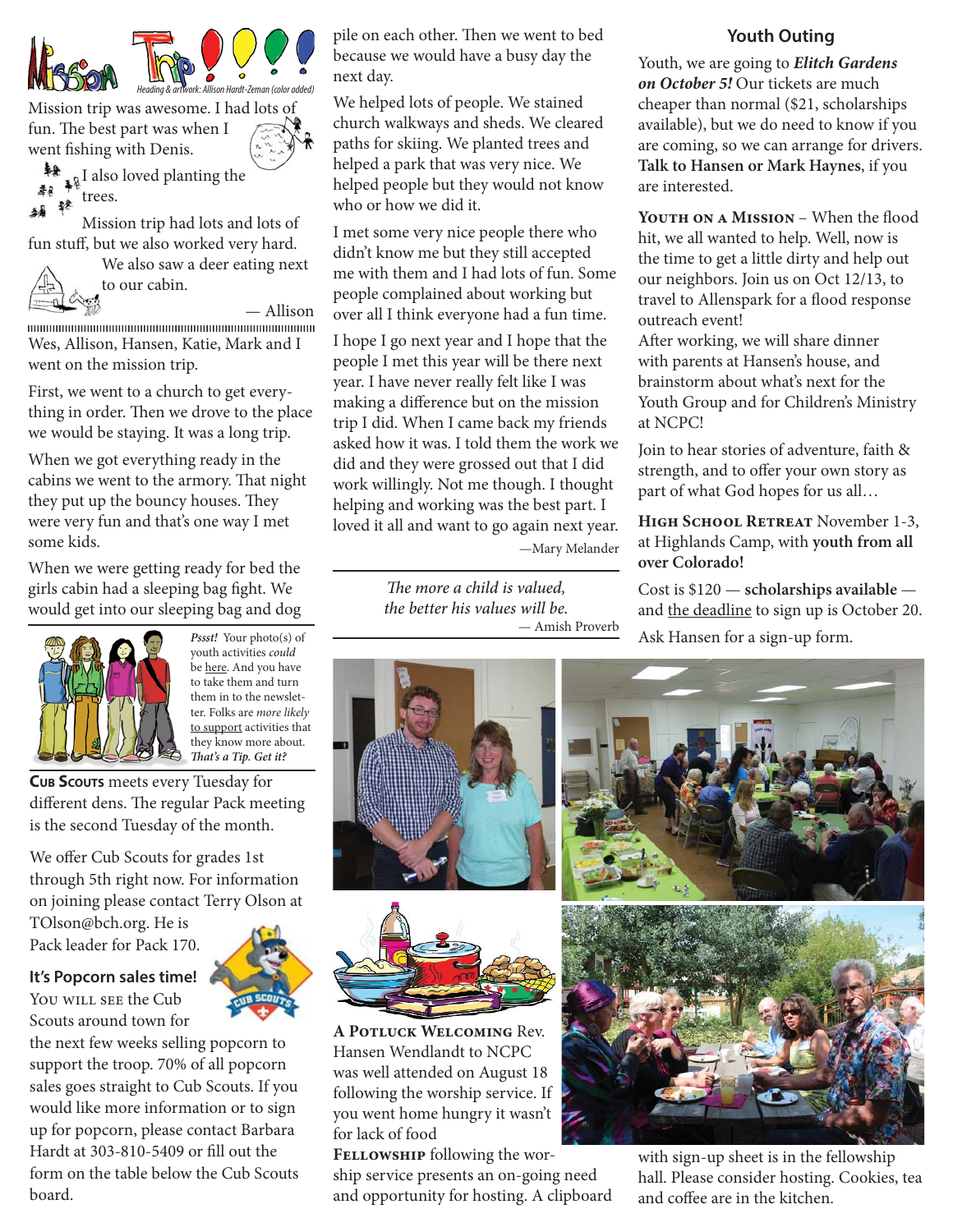# Mission Trip!!!!

*Heading & artwork: Allison Hardt-Zeman (color added)*

Mission trip was awesome. I had lots of fun. The best part was when I went fishing with Denis.

I also loved planting the trees.

Mission trip had lots and lots of fun stuff, but we also worked very hard.

We also saw a deer eating next to our cabin.

— Allison

Wes, Allison, Hansen, Katie, Mark and I went on the mission trip.

First, we went to a church to get everything in order. Then we drove to the place we would be staying. It was a long trip.

When we got everything ready in the cabins we went to the armory. That night they put up the bouncy houses. They were very fun and that's one way I met some kids.

When we were getting ready for bed the girls cabin had a sleeping bag fight. We would get into our sleeping bag and dog pile on each other. Then we went to bed because we would have a busy day the next day.

We helped lots of people. We stained church walkways and sheds. We cleared paths for skiing. We planted trees and helped a park that was very nice. We helped people but they would not know who or how we did it.

I met some very nice people there who didn't know me but they still accepted me with them and I had lots of fun. Some people complained about working but over all I think everyone had a fun time.

I hope I go next year and I hope that the people I met this year will be there next year. I have never really felt like I was making a difference but on the mission trip I did. When I came back my friends asked how it was. I told them the work we did and they were grossed out that I did work willingly. Not me though. I thought helping and working was the best part. I loved it all and want to go again next year.

—Mary Melander

*The more a child is valued, the better his values will be.*
— Amish Proverb

*Pssst!* Your photo(s) of youth activities *could* be here. And you have to take them and turn them in to the newsletter. Folks are *more likely* to support activities that they know more about. ***That's a Tip. Get it?***

**Cub Scouts** meets every Tuesday for different dens. The regular Pack meeting is the second Tuesday of the month.

We offer Cub Scouts for grades 1st through 5th right now. For information on joining please contact Terry Olson at TOlson@bch.org. He is Pack leader for Pack 170.

### It's Popcorn sales time!

You will see the Cub Scouts around town for the next few weeks selling popcorn to support the troop. 70% of all popcorn sales goes straight to Cub Scouts. If you would like more information or to sign up for popcorn, please contact Barbara Hardt at 303-810-5409 or fill out the form on the table below the Cub Scouts board.

## Youth Outing

Youth, we are going to ***Elitch Gardens on October 5!*** Our tickets are much cheaper than normal ($21, scholarships available), but we do need to know if you are coming, so we can arrange for drivers. **Talk to Hansen or Mark Haynes**, if you are interested.

**Youth on a Mission** – When the flood hit, we all wanted to help. Well, now is the time to get a little dirty and help out our neighbors. Join us on Oct 12/13, to travel to Allenspark for a flood response outreach event!
After working, we will share dinner with parents at Hansen's house, and brainstorm about what's next for the Youth Group and for Children's Ministry at NCPC!

Join to hear stories of adventure, faith & strength, and to offer your own story as part of what God hopes for us all…

**High School Retreat** November 1-3, at Highlands Camp, with **youth from all over Colorado!**

Cost is $120 — **scholarships available** — and the deadline to sign up is October 20. Ask Hansen for a sign-up form.

**A Potluck Welcoming** Rev. Hansen Wendlandt to NCPC was well attended on August 18 following the worship service. If you went home hungry it wasn't for lack of food

**Fellowship** following the worship service presents an on-going need and opportunity for hosting. A clipboard with sign-up sheet is in the fellowship hall. Please consider hosting. Cookies, tea and coffee are in the kitchen.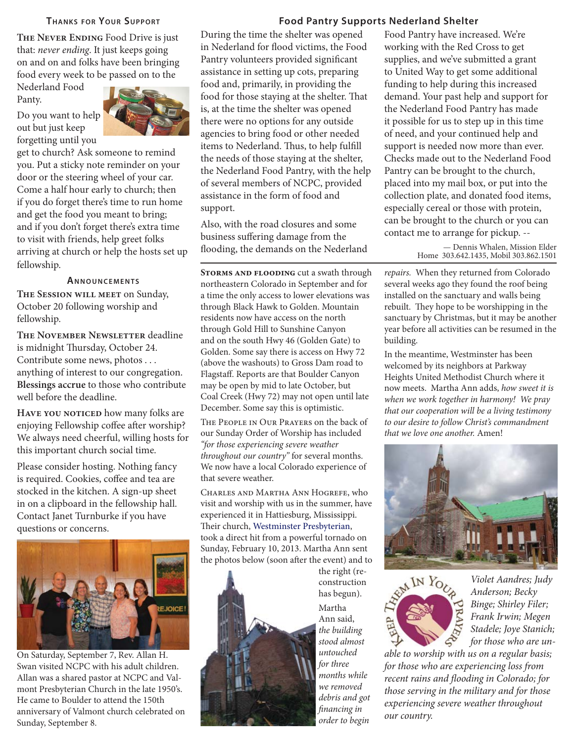## Thanks for Your Support

**The Never Ending** Food Drive is just that: *never ending*. It just keeps going on and on and folks have been bringing food every week to be passed on to the Nederland Food Panty.

Do you want to help out but just keep forgetting until you get to church? Ask someone to remind you. Put a sticky note reminder on your door or the steering wheel of your car. Come a half hour early to church; then if you do forget there's time to run home and get the food you meant to bring; and if you don't forget there's extra time to visit with friends, help greet folks arriving at church or help the hosts set up fellowship.

## Announcements

**The Session will meet** on Sunday, October 20 following worship and fellowship.

**The November Newsletter** deadline is midnight Thursday, October 24. Contribute some news, photos . . . anything of interest to our congregation. **Blessings accrue** to those who contribute well before the deadline.

**Have you noticed** how many folks are enjoying Fellowship coffee after worship? We always need cheerful, willing hosts for this important church social time.

Please consider hosting. Nothing fancy is required. Cookies, coffee and tea are stocked in the kitchen. A sign-up sheet in on a clipboard in the fellowship hall. Contact Janet Turnburke if you have questions or concerns.

On Saturday, September 7, Rev. Allan H. Swan visited NCPC with his adult children. Allan was a shared pastor at NCPC and Valmont Presbyterian Church in the late 1950's. He came to Boulder to attend the 150th anniversary of Valmont church celebrated on Sunday, September 8.

## Food Pantry Supports Nederland Shelter

During the time the shelter was opened in Nederland for flood victims, the Food Pantry volunteers provided significant assistance in setting up cots, preparing food and, primarily, in providing the food for those staying at the shelter. That is, at the time the shelter was opened there were no options for any outside agencies to bring food or other needed items to Nederland. Thus, to help fulfill the needs of those staying at the shelter, the Nederland Food Pantry, with the help of several members of NCPC, provided assistance in the form of food and support.

Also, with the road closures and some business suffering damage from the flooding, the demands on the Nederland Food Pantry have increased. We're working with the Red Cross to get supplies, and we've submitted a grant to United Way to get some additional funding to help during this increased demand. Your past help and support for the Nederland Food Pantry has made it possible for us to step up in this time of need, and your continued help and support is needed now more than ever. Checks made out to the Nederland Food Pantry can be brought to the church, placed into my mail box, or put into the collection plate, and donated food items, especially cereal or those with protein, can be brought to the church or you can contact me to arrange for pickup. --

— Dennis Whalen, Mission Elder
Home 303.642.1435, Mobil 303.862.1501

**Storms and flooding** cut a swath through northeastern Colorado in September and for a time the only access to lower elevations was through Black Hawk to Golden. Mountain residents now have access on the north through Gold Hill to Sunshine Canyon and on the south Hwy 46 (Golden Gate) to Golden. Some say there is access on Hwy 72 (above the washouts) to Gross Dam road to Flagstaff. Reports are that Boulder Canyon may be open by mid to late October, but Coal Creek (Hwy 72) may not open until late December. Some say this is optimistic.

The People in Our Prayers on the back of our Sunday Order of Worship has included *"for those experiencing severe weather throughout our country"* for several months. We now have a local Colorado experience of that severe weather.

Charles and Martha Ann Hogrefe, who visit and worship with us in the summer, have experienced it in Hattiesburg, Mississippi. Their church, Westminster Presbyterian, took a direct hit from a powerful tornado on Sunday, February 10, 2013. Martha Ann sent the photos below (soon after the event) and to the right (reconstruction has begun).

Martha Ann said, *the building stood almost untouched for three months while we removed debris and got financing in order to begin repairs.* When they returned from Colorado several weeks ago they found the roof being installed on the sanctuary and walls being rebuilt. They hope to be worshipping in the sanctuary by Christmas, but it may be another year before all activities can be resumed in the building.

In the meantime, Westminster has been welcomed by its neighbors at Parkway Heights United Methodist Church where it now meets. Martha Ann adds, *how sweet it is when we work together in harmony! We pray that our cooperation will be a living testimony to our desire to follow Christ's commandment that we love one another.* Amen!

Keep Them In Your Prayers

*Violet Aandres; Judy Anderson; Becky Binge; Shirley Filer; Frank Irwin; Megen Stadele; Joye Stanich; for those who are unable to worship with us on a regular basis; for those who are experiencing loss from recent rains and flooding in Colorado; for those serving in the military and for those experiencing severe weather throughout our country.*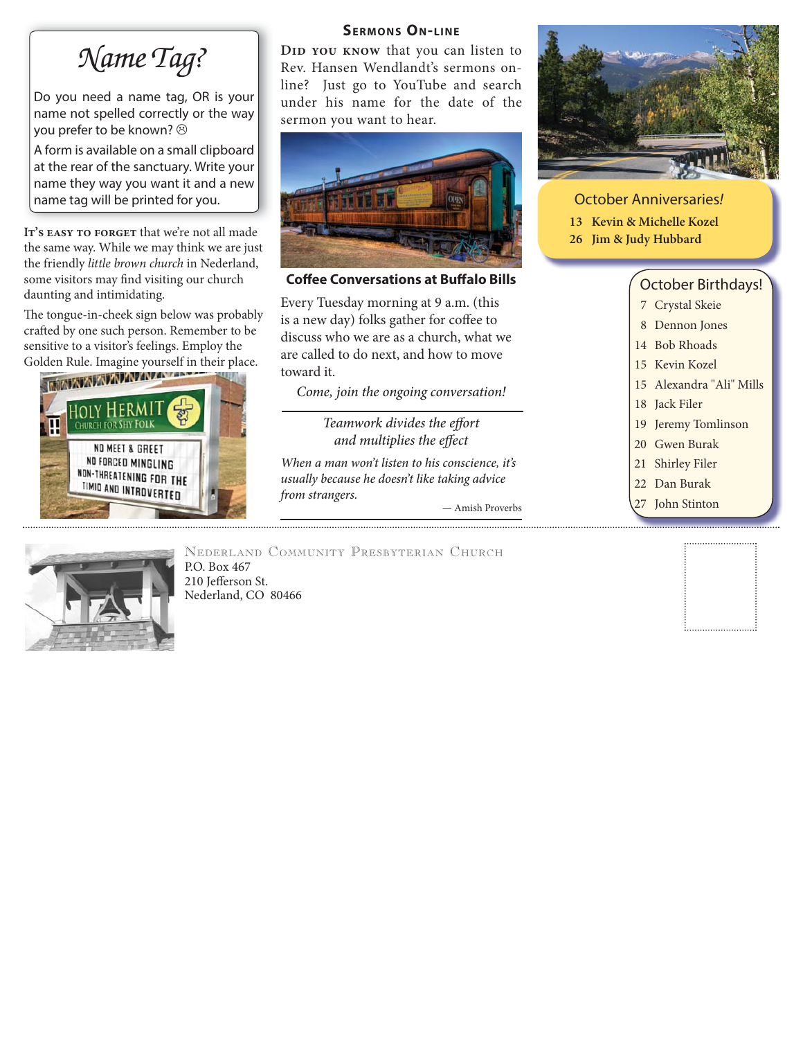# *Name Tag?*

Do you need a name tag, OR is your name not spelled correctly or the way you prefer to be known? ☹

A form is available on a small clipboard at the rear of the sanctuary. Write your name they way you want it and a new name tag will be printed for you.

**It's easy to forget** that we're not all made the same way. While we may think we are just the friendly *little brown church* in Nederland, some visitors may find visiting our church daunting and intimidating.

The tongue-in-cheek sign below was probably crafted by one such person. Remember to be sensitive to a visitor's feelings. Employ the Golden Rule. Imagine yourself in their place.

## Sermons On-line

**Did you know** that you can listen to Rev. Hansen Wendlandt's sermons on-line? Just go to YouTube and search under his name for the date of the sermon you want to hear.

**Coffee Conversations at Buffalo Bills**

Every Tuesday morning at 9 a.m. (this is a new day) folks gather for coffee to discuss who we are as a church, what we are called to do next, and how to move toward it.

*Come, join the ongoing conversation!*

---

*Teamwork divides the effort*
*and multiplies the effect*

*When a man won't listen to his conscience, it's usually because he doesn't like taking advice from strangers.*

— Amish Proverbs

---

## October Anniversaries!

**13 Kevin & Michelle Kozel**
**26 Jim & Judy Hubbard**

## October Birthdays!

7 Crystal Skeie
8 Dennon Jones
14 Bob Rhoads
15 Kevin Kozel
15 Alexandra "Ali" Mills
18 Jack Filer
19 Jeremy Tomlinson
20 Gwen Burak
21 Shirley Filer
22 Dan Burak
27 John Stinton

---

Nederland Community Presbyterian Church
P.O. Box 467
210 Jefferson St.
Nederland, CO 80466